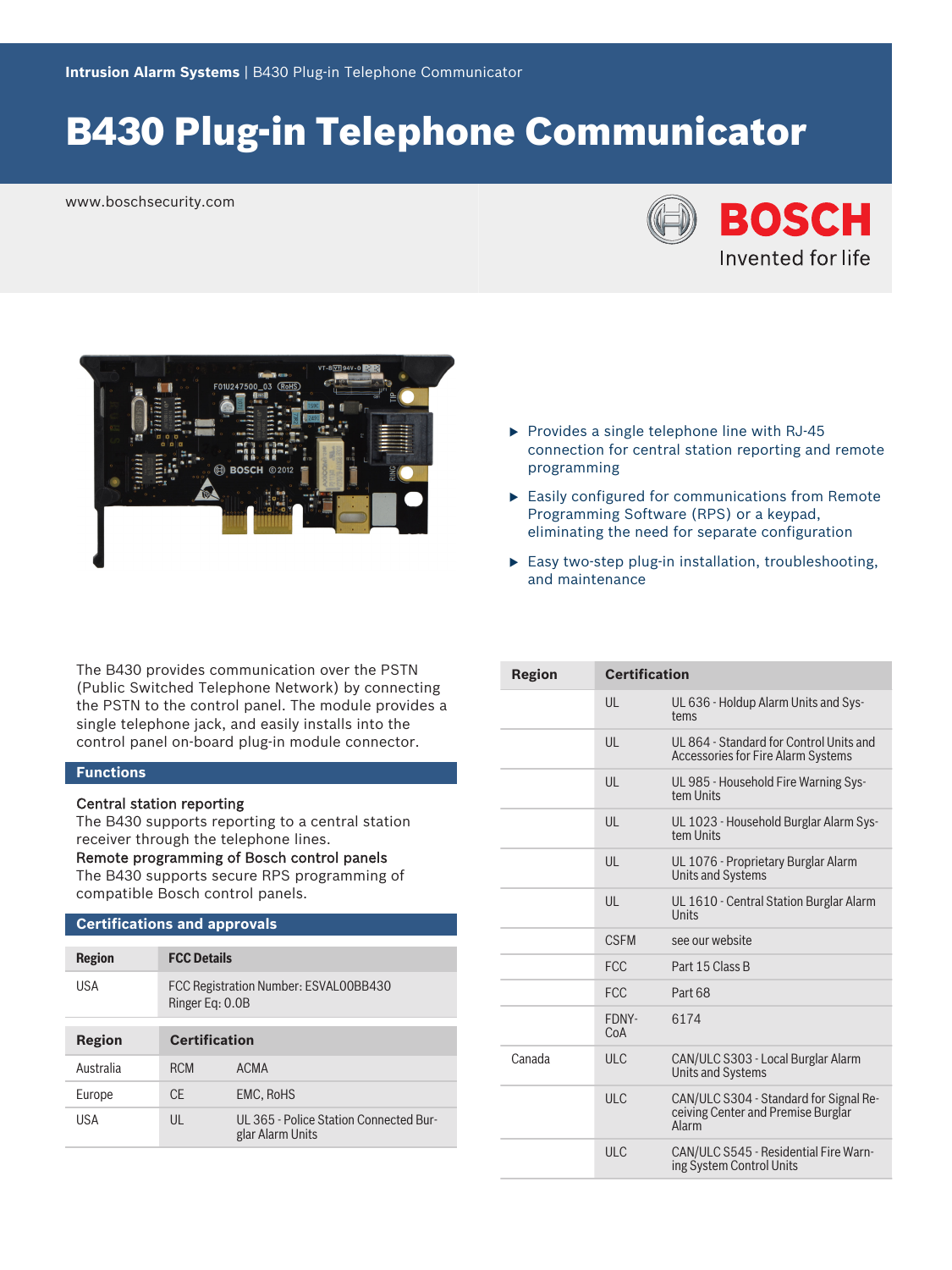Intrusion Alarm Systems | B430 Plug-in Telephone Communicator

# B430 Plug-in Telephone Communicator

www.boschsecurity.com

- Provides a single telephone line with RJ-45 connection for central station reporting and remote programming
- Easily configured for communications from Remote Programming Software (RPS) or a keypad, eliminating the need for separate configuration
- Easy two-step plug-in installation, troubleshooting, and maintenance

The B430 provides communication over the PSTN (Public Switched Telephone Network) by connecting the PSTN to the control panel. The module provides a single telephone jack, and easily installs into the control panel on-board plug-in module connector.

## Functions

**Central station reporting**
The B430 supports reporting to a central station receiver through the telephone lines.

**Remote programming of Bosch control panels**
The B430 supports secure RPS programming of compatible Bosch control panels.

## Certifications and approvals

| Region | FCC Details |
| --- | --- |
| USA | FCC Registration Number: ESVAL00BB430<br>Ringer Eq: 0.0B |

| Region | Certification | |
| --- | --- | --- |
| Australia | RCM | ACMA |
| Europe | CE | EMC, RoHS |
| USA | UL | UL 365 - Police Station Connected Burglar Alarm Units |
| | UL | UL 636 - Holdup Alarm Units and Systems |
| | UL | UL 864 - Standard for Control Units and Accessories for Fire Alarm Systems |
| | UL | UL 985 - Household Fire Warning System Units |
| | UL | UL 1023 - Household Burglar Alarm System Units |
| | UL | UL 1076 - Proprietary Burglar Alarm Units and Systems |
| | UL | UL 1610 - Central Station Burglar Alarm Units |
| | CSFM | see our website |
| | FCC | Part 15 Class B |
| | FCC | Part 68 |
| | FDNY-CoA | 6174 |
| Canada | ULC | CAN/ULC S303 - Local Burglar Alarm Units and Systems |
| | ULC | CAN/ULC S304 - Standard for Signal Receiving Center and Premise Burglar Alarm |
| | ULC | CAN/ULC S545 - Residential Fire Warning System Control Units |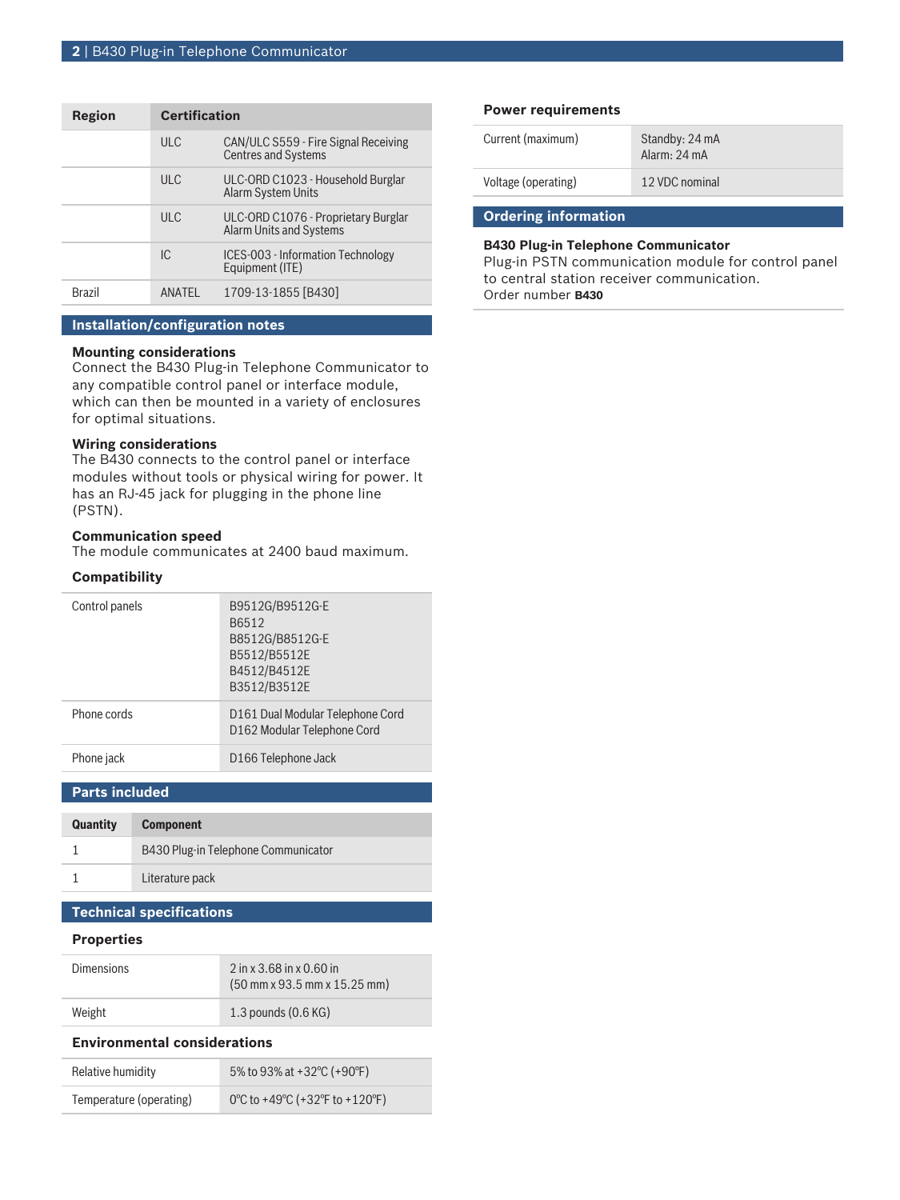| Region | Certification | |
|---|---|---|
| | ULC | CAN/ULC S559 - Fire Signal Receiving Centres and Systems |
| | ULC | ULC-ORD C1023 - Household Burglar Alarm System Units |
| | ULC | ULC-ORD C1076 - Proprietary Burglar Alarm Units and Systems |
| | IC | ICES-003 - Information Technology Equipment (ITE) |
| Brazil | ANATEL | 1709-13-1855 [B430] |

## Installation/configuration notes

### Mounting considerations

Connect the B430 Plug-in Telephone Communicator to any compatible control panel or interface module, which can then be mounted in a variety of enclosures for optimal situations.

### Wiring considerations

The B430 connects to the control panel or interface modules without tools or physical wiring for power. It has an RJ-45 jack for plugging in the phone line (PSTN).

### Communication speed

The module communicates at 2400 baud maximum.

### Compatibility

| | |
|---|---|
| Control panels | B9512G/B9512G-E<br>B6512<br>B8512G/B8512G-E<br>B5512/B5512E<br>B4512/B4512E<br>B3512/B3512E |
| Phone cords | D161 Dual Modular Telephone Cord<br>D162 Modular Telephone Cord |
| Phone jack | D166 Telephone Jack |

## Parts included

| Quantity | Component |
|---|---|
| 1 | B430 Plug-in Telephone Communicator |
| 1 | Literature pack |

## Technical specifications

### Properties

| | |
|---|---|
| Dimensions | 2 in x 3.68 in x 0.60 in<br>(50 mm x 93.5 mm x 15.25 mm) |
| Weight | 1.3 pounds (0.6 KG) |

### Environmental considerations

| | |
|---|---|
| Relative humidity | 5% to 93% at +32°C (+90°F) |
| Temperature (operating) | 0°C to +49°C (+32°F to +120°F) |

### Power requirements

| | |
|---|---|
| Current (maximum) | Standby: 24 mA<br>Alarm: 24 mA |
| Voltage (operating) | 12 VDC nominal |

## Ordering information

**B430 Plug-in Telephone Communicator**
Plug-in PSTN communication module for control panel to central station receiver communication.
Order number **B430**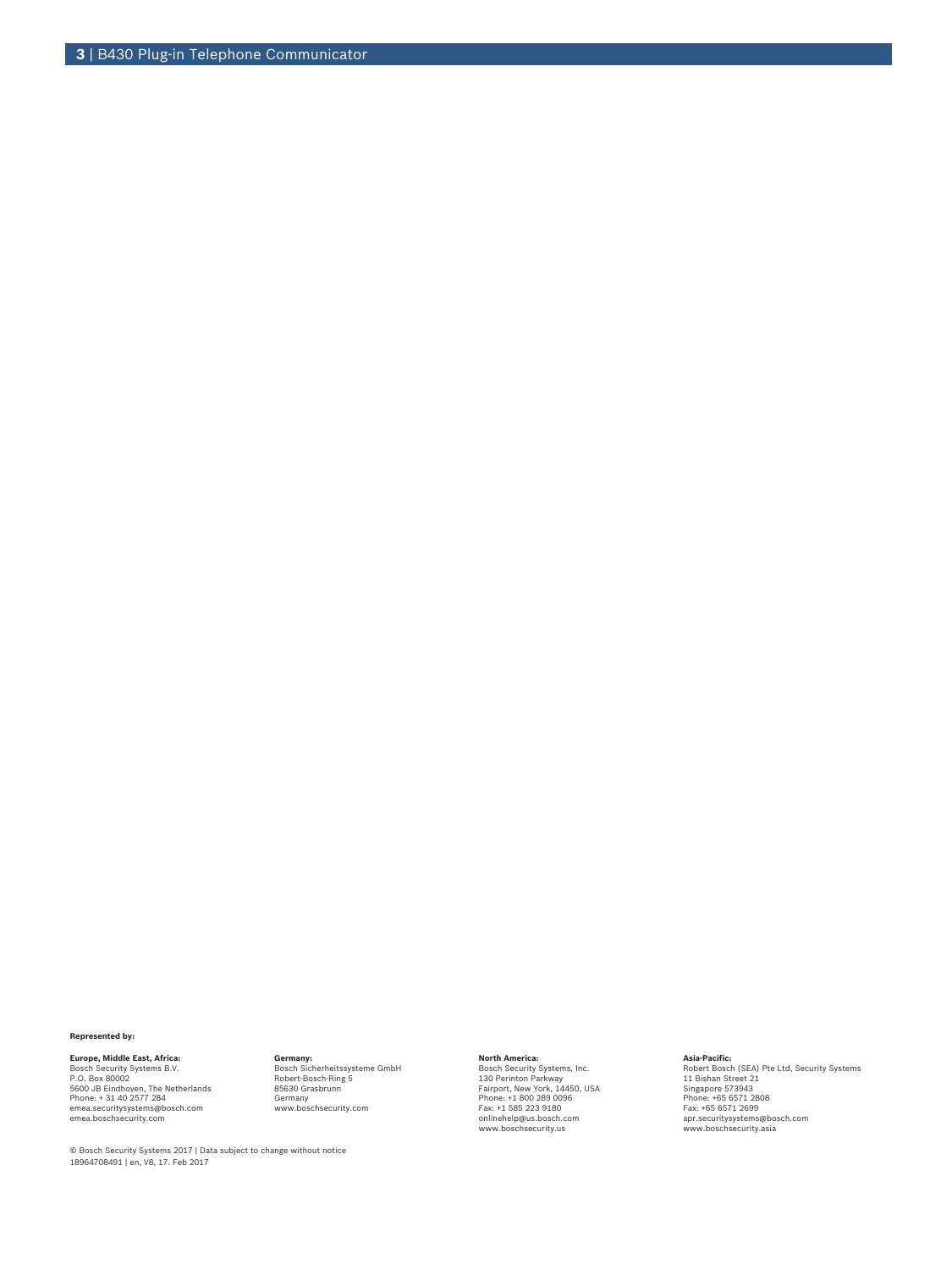**Represented by:**

**Europe, Middle East, Africa:**
Bosch Security Systems B.V.
P.O. Box 80002
5600 JB Eindhoven, The Netherlands
Phone: + 31 40 2577 284
emea.securitysystems@bosch.com
emea.boschsecurity.com

**Germany:**
Bosch Sicherheitssysteme GmbH
Robert-Bosch-Ring 5
85630 Grasbrunn
Germany
www.boschsecurity.com

**North America:**
Bosch Security Systems, Inc.
130 Perinton Parkway
Fairport, New York, 14450, USA
Phone: +1 800 289 0096
Fax: +1 585 223 9180
onlinehelp@us.bosch.com
www.boschsecurity.us

**Asia-Pacific:**
Robert Bosch (SEA) Pte Ltd, Security Systems
11 Bishan Street 21
Singapore 573943
Phone: +65 6571 2808
Fax: +65 6571 2699
apr.securitysystems@bosch.com
www.boschsecurity.asia

© Bosch Security Systems 2017 | Data subject to change without notice
18964708491 | en, V8, 17. Feb 2017